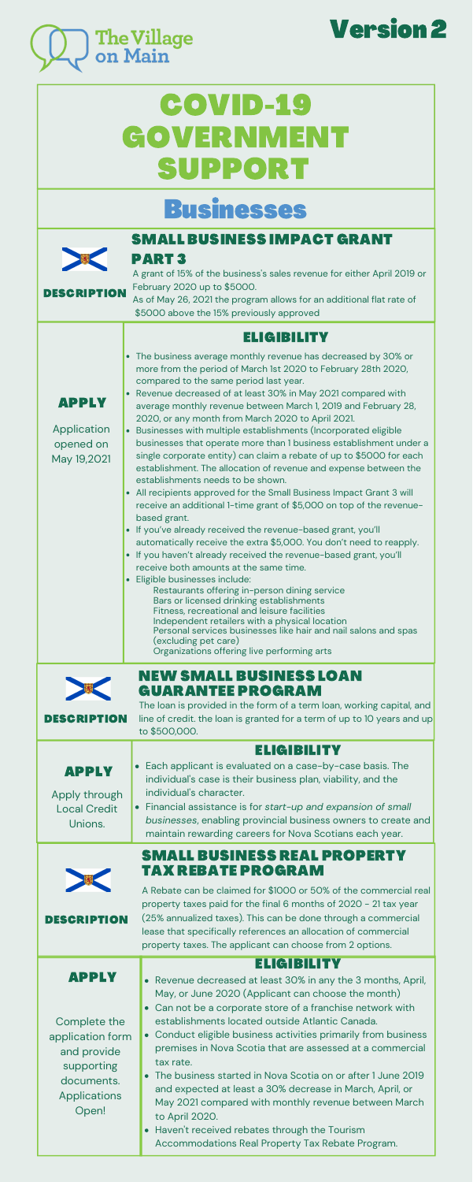The Village on Main

**Version 2**

# COVID-19 GOVERNMENT SUPPORT

## Businesses

### SMALL BUSINESS IMPACT GRANT PART 3

**DESCRIPTION**

A grant of 15% of the business's sales revenue for either April 2019 or February 2020 up to $5000.
As of May 26, 2021 the program allows for an additional flat rate of $5000 above the 15% previously approved

**APPLY**

Application opened on May 19,2021

**ELIGIBILITY**

- The business average monthly revenue has decreased by 30% or more from the period of March 1st 2020 to February 28th 2020, compared to the same period last year.
- Revenue decreased of at least 30% in May 2021 compared with average monthly revenue between March 1, 2019 and February 28, 2020, or any month from March 2020 to April 2021.
- Businesses with multiple establishments (Incorporated eligible businesses that operate more than 1 business establishment under a single corporate entity) can claim a rebate of up to $5000 for each establishment. The allocation of revenue and expense between the establishments needs to be shown.
- All recipients approved for the Small Business Impact Grant 3 will receive an additional 1-time grant of $5,000 on top of the revenue-based grant.
- If you've already received the revenue-based grant, you'll automatically receive the extra $5,000. You don't need to reapply.
- If you haven't already received the revenue-based grant, you'll receive both amounts at the same time.
- Eligible businesses include:
  - Restaurants offering in-person dining service
  - Bars or licensed drinking establishments
  - Fitness, recreational and leisure facilities
  - Independent retailers with a physical location
  - Personal services businesses like hair and nail salons and spas (excluding pet care)
  - Organizations offering live performing arts

### NEW SMALL BUSINESS LOAN GUARANTEE PROGRAM

**DESCRIPTION**

The loan is provided in the form of a term loan, working capital, and line of credit. the loan is granted for a term of up to 10 years and up to $500,000.

**APPLY**

Apply through Local Credit Unions.

**ELIGIBILITY**

- Each applicant is evaluated on a case-by-case basis. The individual's case is their business plan, viability, and the individual's character.
- Financial assistance is for *start-up and expansion of small businesses*, enabling provincial business owners to create and maintain rewarding careers for Nova Scotians each year.

### SMALL BUSINESS REAL PROPERTY TAX REBATE PROGRAM

**DESCRIPTION**

A Rebate can be claimed for $1000 or 50% of the commercial real property taxes paid for the final 6 months of 2020 - 21 tax year (25% annualized taxes). This can be done through a commercial lease that specifically references an allocation of commercial property taxes. The applicant can choose from 2 options.

**APPLY**

Complete the application form and provide supporting documents. Applications Open!

**ELIGIBILITY**

- Revenue decreased at least 30% in any the 3 months, April, May, or June 2020 (Applicant can choose the month)
- Can not be a corporate store of a franchise network with establishments located outside Atlantic Canada.
- Conduct eligible business activities primarily from business premises in Nova Scotia that are assessed at a commercial tax rate.
- The business started in Nova Scotia on or after 1 June 2019 and expected at least a 30% decrease in March, April, or May 2021 compared with monthly revenue between March to April 2020.
- Haven't received rebates through the Tourism Accommodations Real Property Tax Rebate Program.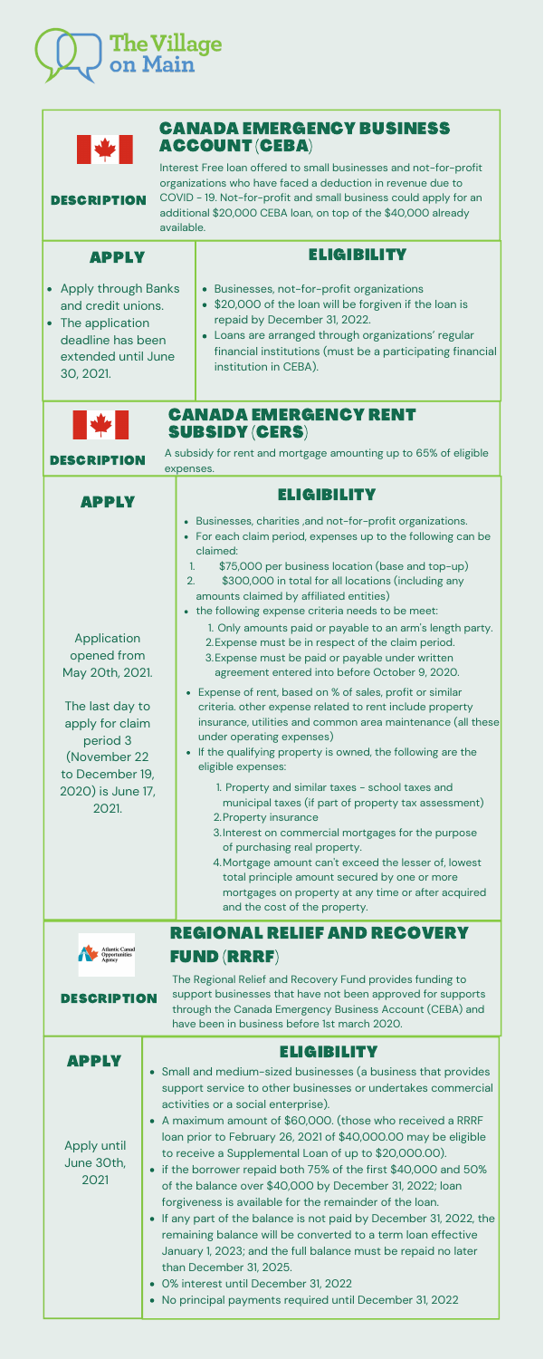# The Village on Main

## CANADA EMERGENCY BUSINESS ACCOUNT (CEBA)

### DESCRIPTION

Interest Free loan offered to small businesses and not-for-profit organizations who have faced a deduction in revenue due to COVID - 19. Not-for-profit and small business could apply for an additional $20,000 CEBA loan, on top of the $40,000 already available.

### APPLY

- Apply through Banks and credit unions.
- The application deadline has been extended until June 30, 2021.

### ELIGIBILITY

- Businesses, not-for-profit organizations
- $20,000 of the loan will be forgiven if the loan is repaid by December 31, 2022.
- Loans are arranged through organizations' regular financial institutions (must be a participating financial institution in CEBA).

## CANADA EMERGENCY RENT SUBSIDY (CERS)

### DESCRIPTION

A subsidy for rent and mortgage amounting up to 65% of eligible expenses.

### APPLY

Application opened from May 20th, 2021.

The last day to apply for claim period 3 (November 22 to December 19, 2020) is June 17, 2021.

### ELIGIBILITY

- Businesses, charities ,and not-for-profit organizations.
- For each claim period, expenses up to the following can be claimed:
  1. $75,000 per business location (base and top-up)
  2. $300,000 in total for all locations (including any amounts claimed by affiliated entities)
- the following expense criteria needs to be meet:
  1. Only amounts paid or payable to an arm's length party.
  2. Expense must be in respect of the claim period.
  3. Expense must be paid or payable under written agreement entered into before October 9, 2020.
- Expense of rent, based on % of sales, profit or similar criteria. other expense related to rent include property insurance, utilities and common area maintenance (all these under operating expenses)
- If the qualifying property is owned, the following are the eligible expenses:
  1. Property and similar taxes - school taxes and municipal taxes (if part of property tax assessment)
  2. Property insurance
  3. Interest on commercial mortgages for the purpose of purchasing real property.
  4. Mortgage amount can't exceed the lesser of, lowest total principle amount secured by one or more mortgages on property at any time or after acquired and the cost of the property.

## REGIONAL RELIEF AND RECOVERY FUND (RRRF)

### DESCRIPTION

The Regional Relief and Recovery Fund provides funding to support businesses that have not been approved for supports through the Canada Emergency Business Account (CEBA) and have been in business before 1st march 2020.

### APPLY

Apply until June 30th, 2021

### ELIGIBILITY

- Small and medium-sized businesses (a business that provides support service to other businesses or undertakes commercial activities or a social enterprise).
- A maximum amount of $60,000. (those who received a RRRF loan prior to February 26, 2021 of $40,000.00 may be eligible to receive a Supplemental Loan of up to $20,000.00).
- if the borrower repaid both 75% of the first $40,000 and 50% of the balance over $40,000 by December 31, 2022; loan forgiveness is available for the remainder of the loan.
- If any part of the balance is not paid by December 31, 2022, the remaining balance will be converted to a term loan effective January 1, 2023; and the full balance must be repaid no later than December 31, 2025.
- 0% interest until December 31, 2022
- No principal payments required until December 31, 2022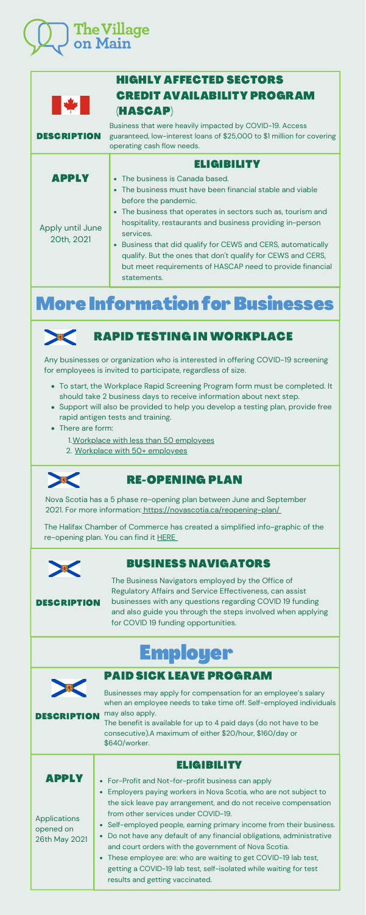# The Village on Main

## HIGHLY AFFECTED SECTORS CREDIT AVAILABILITY PROGRAM (HASCAP)

**DESCRIPTION**

Business that were heavily impacted by COVID-19. Access guaranteed, low-interest loans of $25,000 to $1 million for covering operating cash flow needs.

**APPLY**

Apply until June 20th, 2021

**ELIGIBILITY**

- The business is Canada based.
- The business must have been financial stable and viable before the pandemic.
- The business that operates in sectors such as, tourism and hospitality, restaurants and business providing in-person services.
- Business that did qualify for CEWS and CERS, automatically qualify. But the ones that don't qualify for CEWS and CERS, but meet requirements of HASCAP need to provide financial statements.

# More Information for Businesses

## RAPID TESTING IN WORKPLACE

Any businesses or organization who is interested in offering COVID-19 screening for employees is invited to participate, regardless of size.

- To start, the Workplace Rapid Screening Program form must be completed. It should take 2 business days to receive information about next step.
- Support will also be provided to help you develop a testing plan, provide free rapid antigen tests and training.
- There are form:
  1. Workplace with less than 50 employees
  2. Workplace with 50+ employees

## RE-OPENING PLAN

Nova Scotia has a 5 phase re-opening plan between June and September 2021. For more information: https://novascotia.ca/reopening-plan/

The Halifax Chamber of Commerce has created a simplified info-graphic of the re-opening plan. You can find it HERE

## BUSINESS NAVIGATORS

**DESCRIPTION**

The Business Navigators employed by the Office of Regulatory Affairs and Service Effectiveness, can assist businesses with any questions regarding COVID 19 funding and also guide you through the steps involved when applying for COVID 19 funding opportunities.

# Employer

## PAID SICK LEAVE PROGRAM

**DESCRIPTION**

Businesses may apply for compensation for an employee's salary when an employee needs to take time off. Self-employed individuals may also apply.

The benefit is available for up to 4 paid days (do not have to be consecutive).A maximum of either $20/hour, $160/day or $640/worker.

**APPLY**

Applications opened on 26th May 2021

**ELIGIBILITY**

- For-Profit and Not-for-profit business can apply
- Employers paying workers in Nova Scotia, who are not subject to the sick leave pay arrangement, and do not receive compensation from other services under COVID-19.
- Self-employed people, earning primary income from their business.
- Do not have any default of any financial obligations, administrative and court orders with the government of Nova Scotia.
- These employee are: who are waiting to get COVID-19 lab test, getting a COVID-19 lab test, self-isolated while waiting for test results and getting vaccinated.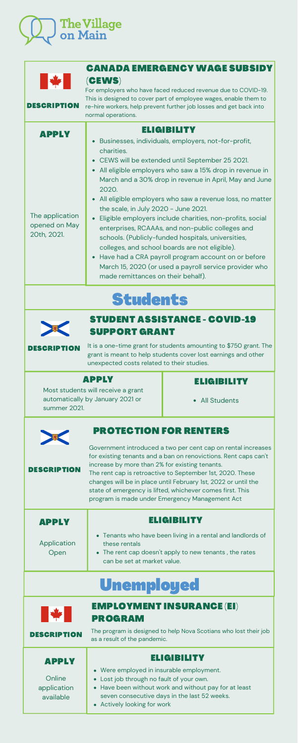# The Village on Main

## CANADA EMERGENCY WAGE SUBSIDY (CEWS)

**DESCRIPTION**

For employers who have faced reduced revenue due to COVID-19. This is designed to cover part of employee wages, enable them to re-hire workers, help prevent further job losses and get back into normal operations.

**APPLY**

The application opened on May 20th, 2021.

**ELIGIBILITY**

- Businesses, individuals, employers, not-for-profit, charities.
- CEWS will be extended until September 25 2021.
- All eligible employers who saw a 15% drop in revenue in March and a 30% drop in revenue in April, May and June 2020.
- All eligible employers who saw a revenue loss, no matter the scale, in July 2020 - June 2021.
- Eligible employers include charities, non-profits, social enterprises, RCAAAs, and non-public colleges and schools. (Publicly-funded hospitals, universities, colleges, and school boards are not eligible).
- Have had a CRA payroll program account on or before March 15, 2020 (or used a payroll service provider who made remittances on their behalf).

# Students

## STUDENT ASSISTANCE - COVID-19 SUPPORT GRANT

**DESCRIPTION**

It is a one-time grant for students amounting to $750 grant. The grant is meant to help students cover lost earnings and other unexpected costs related to their studies.

**APPLY**

Most students will receive a grant automatically by January 2021 or summer 2021.

**ELIGIBILITY**

- All Students

## PROTECTION FOR RENTERS

**DESCRIPTION**

Government introduced a two per cent cap on rental increases for existing tenants and a ban on renovictions. Rent caps can't increase by more than 2% for existing tenants.
The rent cap is retroactive to September 1st, 2020. These changes will be in place until February 1st, 2022 or until the state of emergency is lifted, whichever comes first. This program is made under Emergency Management Act

**APPLY**

Application Open

**ELIGIBILITY**

- Tenants who have been living in a rental and landlords of these rentals
- The rent cap doesn't apply to new tenants , the rates can be set at market value.

# Unemployed

## EMPLOYMENT INSURANCE (EI) PROGRAM

**DESCRIPTION**

The program is designed to help Nova Scotians who lost their job as a result of the pandemic.

**APPLY**

Online application available

**ELIGIBILITY**

- Were employed in insurable employment.
- Lost job through no fault of your own.
- Have been without work and without pay for at least seven consecutive days in the last 52 weeks.
- Actively looking for work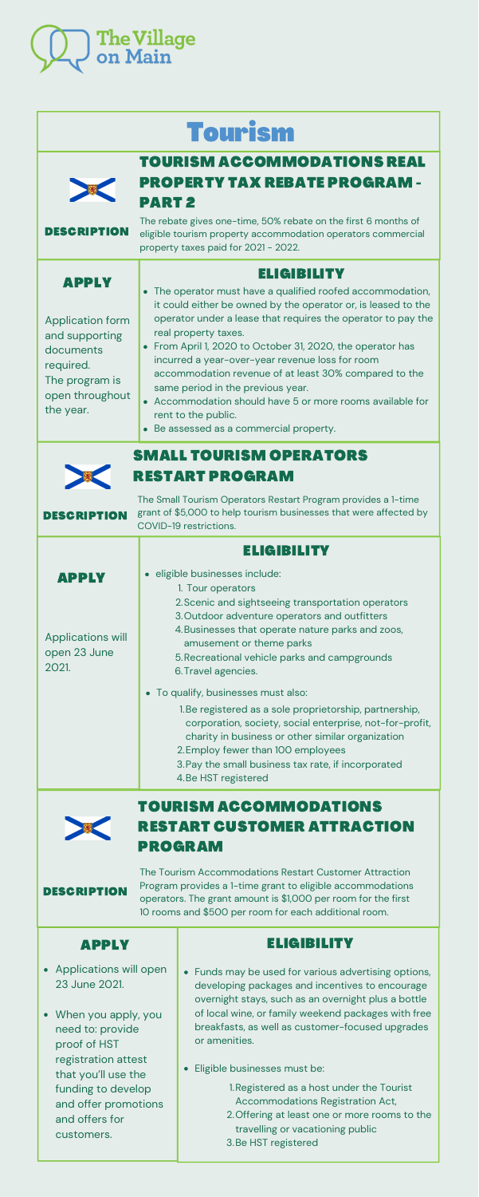# Tourism

## TOURISM ACCOMMODATIONS REAL PROPERTY TAX REBATE PROGRAM - PART 2

**DESCRIPTION**

The rebate gives one-time, 50% rebate on the first 6 months of eligible tourism property accommodation operators commercial property taxes paid for 2021 - 2022.

### APPLY

Application form and supporting documents required. The program is open throughout the year.

### ELIGIBILITY

- The operator must have a qualified roofed accommodation, it could either be owned by the operator or, is leased to the operator under a lease that requires the operator to pay the real property taxes.
- From April 1, 2020 to October 31, 2020, the operator has incurred a year-over-year revenue loss for room accommodation revenue of at least 30% compared to the same period in the previous year.
- Accommodation should have 5 or more rooms available for rent to the public.
- Be assessed as a commercial property.

## SMALL TOURISM OPERATORS RESTART PROGRAM

**DESCRIPTION**

The Small Tourism Operators Restart Program provides a 1-time grant of $5,000 to help tourism businesses that were affected by COVID-19 restrictions.

### APPLY

Applications will open 23 June 2021.

### ELIGIBILITY

- eligible businesses include:
  1. Tour operators
  2. Scenic and sightseeing transportation operators
  3. Outdoor adventure operators and outfitters
  4. Businesses that operate nature parks and zoos, amusement or theme parks
  5. Recreational vehicle parks and campgrounds
  6. Travel agencies.
- To qualify, businesses must also:
  1. Be registered as a sole proprietorship, partnership, corporation, society, social enterprise, not-for-profit, charity in business or other similar organization
  2. Employ fewer than 100 employees
  3. Pay the small business tax rate, if incorporated
  4. Be HST registered

## TOURISM ACCOMMODATIONS RESTART CUSTOMER ATTRACTION PROGRAM

**DESCRIPTION**

The Tourism Accommodations Restart Customer Attraction Program provides a 1-time grant to eligible accommodations operators. The grant amount is $1,000 per room for the first 10 rooms and $500 per room for each additional room.

### APPLY

- Applications will open 23 June 2021.
- When you apply, you need to: provide proof of HST registration attest that you'll use the funding to develop and offer promotions and offers for customers.

### ELIGIBILITY

- Funds may be used for various advertising options, developing packages and incentives to encourage overnight stays, such as an overnight plus a bottle of local wine, or family weekend packages with free breakfasts, as well as customer-focused upgrades or amenities.
- Eligible businesses must be:
  1. Registered as a host under the Tourist Accommodations Registration Act,
  2. Offering at least one or more rooms to the travelling or vacationing public
  3. Be HST registered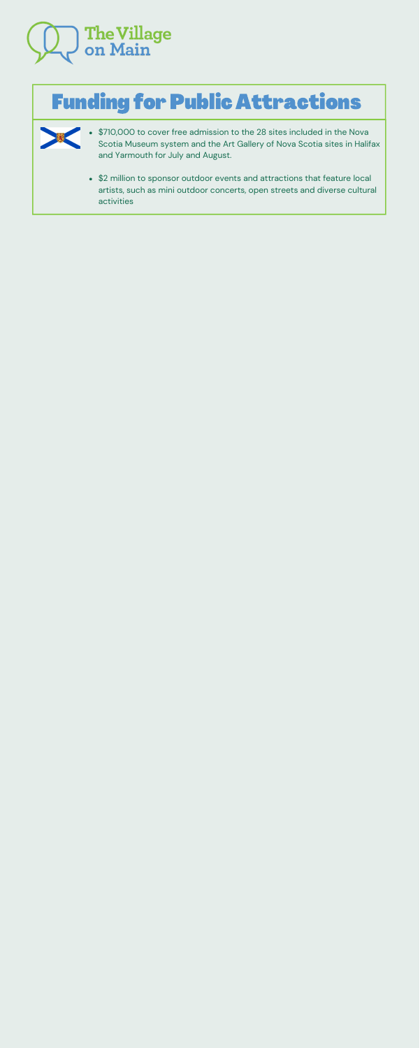The Village on Main

# Funding for Public Attractions

- $710,000 to cover free admission to the 28 sites included in the Nova Scotia Museum system and the Art Gallery of Nova Scotia sites in Halifax and Yarmouth for July and August.
- $2 million to sponsor outdoor events and attractions that feature local artists, such as mini outdoor concerts, open streets and diverse cultural activities